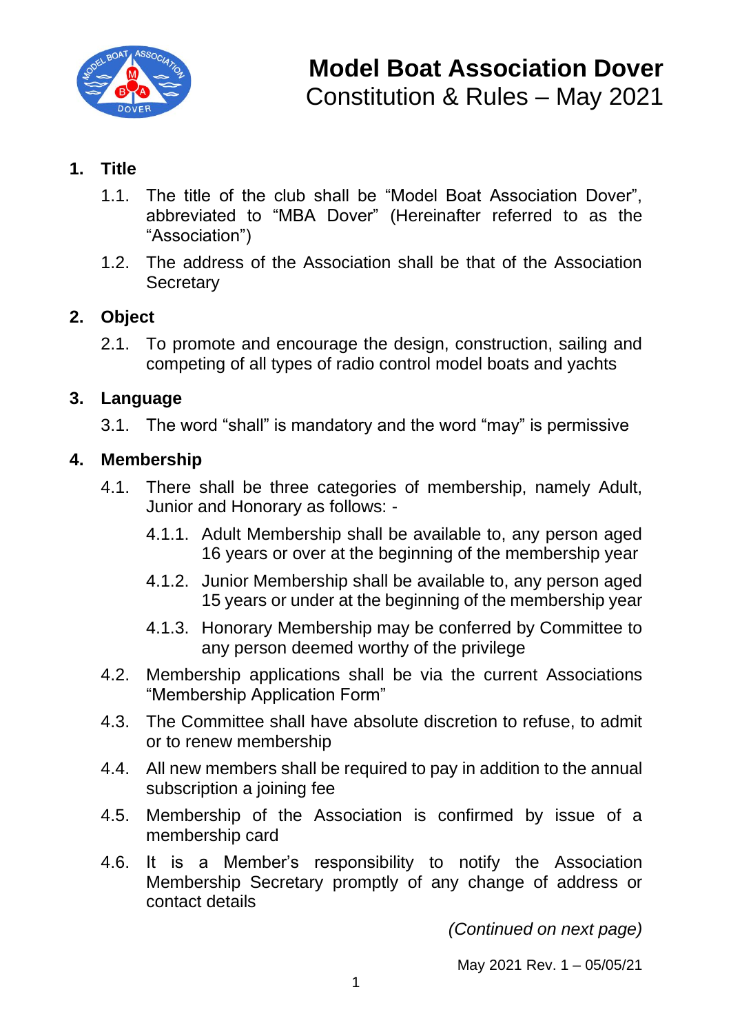# Model Boat Association Dover

Constitution & Rules – May 2021

## 1. Title

1.1. The title of the club shall be "Model Boat Association Dover", abbreviated to "MBA Dover" (Hereinafter referred to as the "Association")

1.2. The address of the Association shall be that of the Association Secretary

## 2. Object

2.1. To promote and encourage the design, construction, sailing and competing of all types of radio control model boats and yachts

## 3. Language

3.1. The word "shall" is mandatory and the word "may" is permissive

## 4. Membership

4.1. There shall be three categories of membership, namely Adult, Junior and Honorary as follows: -

4.1.1. Adult Membership shall be available to, any person aged 16 years or over at the beginning of the membership year

4.1.2. Junior Membership shall be available to, any person aged 15 years or under at the beginning of the membership year

4.1.3. Honorary Membership may be conferred by Committee to any person deemed worthy of the privilege

4.2. Membership applications shall be via the current Associations "Membership Application Form"

4.3. The Committee shall have absolute discretion to refuse, to admit or to renew membership

4.4. All new members shall be required to pay in addition to the annual subscription a joining fee

4.5. Membership of the Association is confirmed by issue of a membership card

4.6. It is a Member's responsibility to notify the Association Membership Secretary promptly of any change of address or contact details

*(Continued on next page)*

May 2021 Rev. 1 – 05/05/21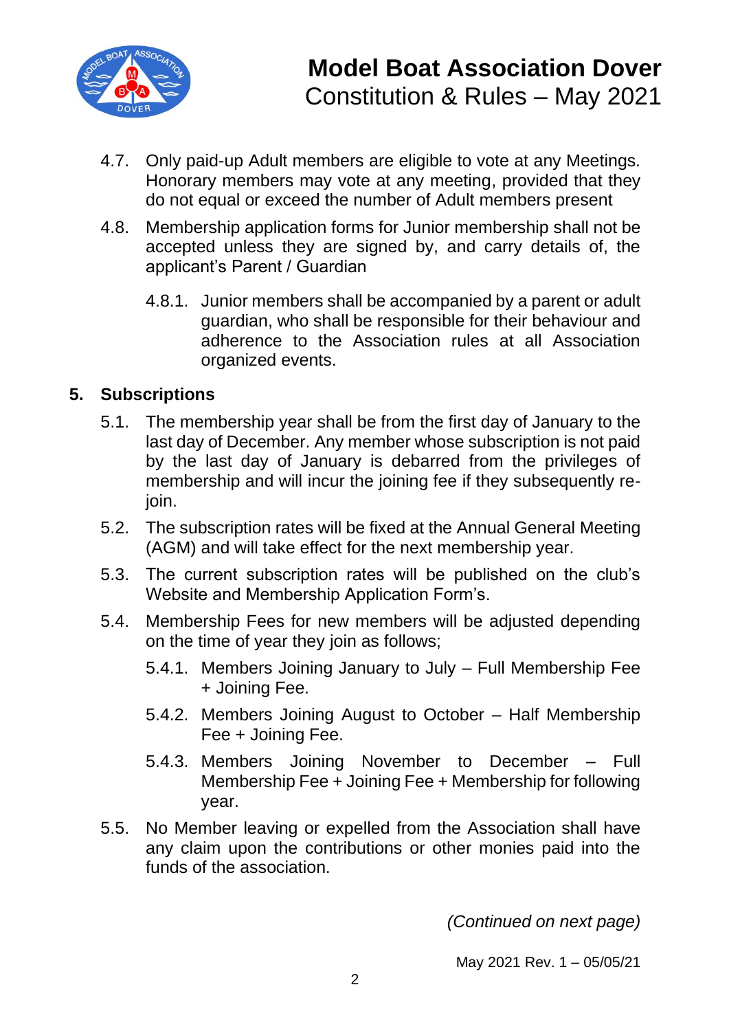4.7. Only paid-up Adult members are eligible to vote at any Meetings. Honorary members may vote at any meeting, provided that they do not equal or exceed the number of Adult members present

4.8. Membership application forms for Junior membership shall not be accepted unless they are signed by, and carry details of, the applicant's Parent / Guardian

4.8.1. Junior members shall be accompanied by a parent or adult guardian, who shall be responsible for their behaviour and adherence to the Association rules at all Association organized events.

## 5. Subscriptions

5.1. The membership year shall be from the first day of January to the last day of December. Any member whose subscription is not paid by the last day of January is debarred from the privileges of membership and will incur the joining fee if they subsequently re-join.

5.2. The subscription rates will be fixed at the Annual General Meeting (AGM) and will take effect for the next membership year.

5.3. The current subscription rates will be published on the club's Website and Membership Application Form's.

5.4. Membership Fees for new members will be adjusted depending on the time of year they join as follows;

5.4.1. Members Joining January to July – Full Membership Fee + Joining Fee.

5.4.2. Members Joining August to October – Half Membership Fee + Joining Fee.

5.4.3. Members Joining November to December – Full Membership Fee + Joining Fee + Membership for following year.

5.5. No Member leaving or expelled from the Association shall have any claim upon the contributions or other monies paid into the funds of the association.

*(Continued on next page)*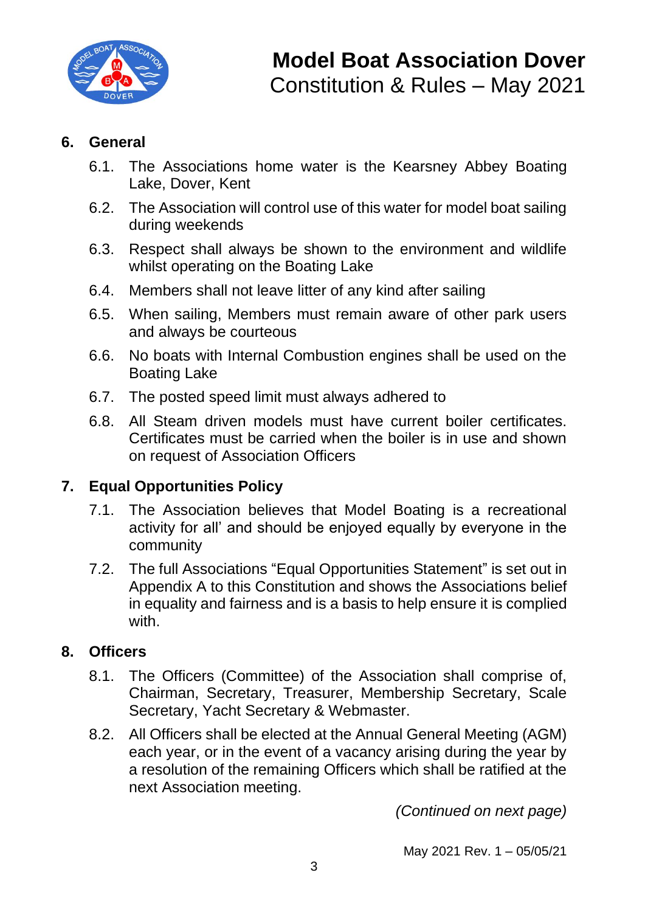## 6. General

6.1. The Associations home water is the Kearsney Abbey Boating Lake, Dover, Kent

6.2. The Association will control use of this water for model boat sailing during weekends

6.3. Respect shall always be shown to the environment and wildlife whilst operating on the Boating Lake

6.4. Members shall not leave litter of any kind after sailing

6.5. When sailing, Members must remain aware of other park users and always be courteous

6.6. No boats with Internal Combustion engines shall be used on the Boating Lake

6.7. The posted speed limit must always adhered to

6.8. All Steam driven models must have current boiler certificates. Certificates must be carried when the boiler is in use and shown on request of Association Officers

## 7. Equal Opportunities Policy

7.1. The Association believes that Model Boating is a recreational activity for all' and should be enjoyed equally by everyone in the community

7.2. The full Associations "Equal Opportunities Statement" is set out in Appendix A to this Constitution and shows the Associations belief in equality and fairness and is a basis to help ensure it is complied with.

## 8. Officers

8.1. The Officers (Committee) of the Association shall comprise of, Chairman, Secretary, Treasurer, Membership Secretary, Scale Secretary, Yacht Secretary & Webmaster.

8.2. All Officers shall be elected at the Annual General Meeting (AGM) each year, or in the event of a vacancy arising during the year by a resolution of the remaining Officers which shall be ratified at the next Association meeting.

*(Continued on next page)*

May 2021 Rev. 1 – 05/05/21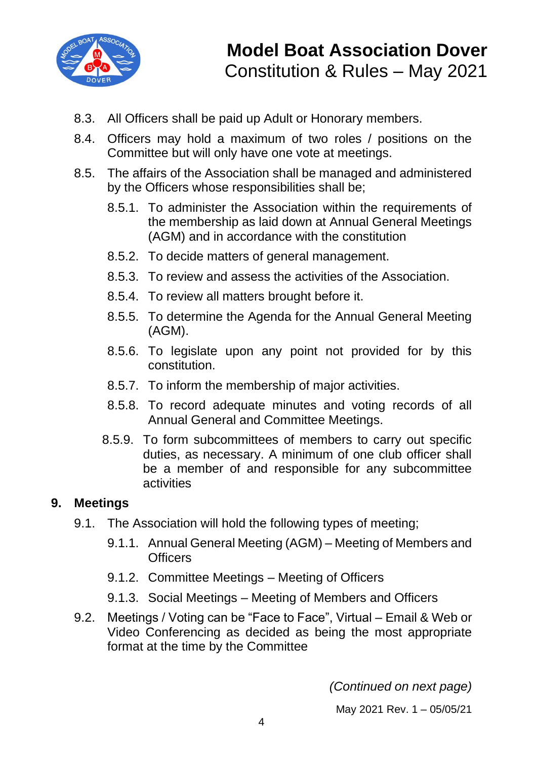8.3. All Officers shall be paid up Adult or Honorary members.

8.4. Officers may hold a maximum of two roles / positions on the Committee but will only have one vote at meetings.

8.5. The affairs of the Association shall be managed and administered by the Officers whose responsibilities shall be;

- 8.5.1. To administer the Association within the requirements of the membership as laid down at Annual General Meetings (AGM) and in accordance with the constitution
- 8.5.2. To decide matters of general management.
- 8.5.3. To review and assess the activities of the Association.
- 8.5.4. To review all matters brought before it.
- 8.5.5. To determine the Agenda for the Annual General Meeting (AGM).
- 8.5.6. To legislate upon any point not provided for by this constitution.
- 8.5.7. To inform the membership of major activities.
- 8.5.8. To record adequate minutes and voting records of all Annual General and Committee Meetings.
- 8.5.9. To form subcommittees of members to carry out specific duties, as necessary. A minimum of one club officer shall be a member of and responsible for any subcommittee activities

## 9. Meetings

9.1. The Association will hold the following types of meeting;

- 9.1.1. Annual General Meeting (AGM) – Meeting of Members and Officers
- 9.1.2. Committee Meetings – Meeting of Officers
- 9.1.3. Social Meetings – Meeting of Members and Officers

9.2. Meetings / Voting can be "Face to Face", Virtual – Email & Web or Video Conferencing as decided as being the most appropriate format at the time by the Committee

*(Continued on next page)*

May 2021 Rev. 1 – 05/05/21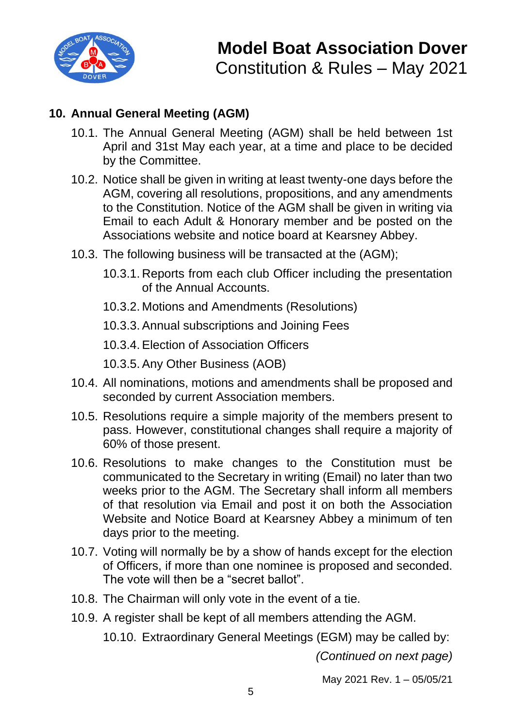## 10. Annual General Meeting (AGM)

10.1. The Annual General Meeting (AGM) shall be held between 1st April and 31st May each year, at a time and place to be decided by the Committee.

10.2. Notice shall be given in writing at least twenty-one days before the AGM, covering all resolutions, propositions, and any amendments to the Constitution. Notice of the AGM shall be given in writing via Email to each Adult & Honorary member and be posted on the Associations website and notice board at Kearsney Abbey.

10.3. The following business will be transacted at the (AGM);

- 10.3.1. Reports from each club Officer including the presentation of the Annual Accounts.
- 10.3.2. Motions and Amendments (Resolutions)
- 10.3.3. Annual subscriptions and Joining Fees
- 10.3.4. Election of Association Officers
- 10.3.5. Any Other Business (AOB)

10.4. All nominations, motions and amendments shall be proposed and seconded by current Association members.

10.5. Resolutions require a simple majority of the members present to pass. However, constitutional changes shall require a majority of 60% of those present.

10.6. Resolutions to make changes to the Constitution must be communicated to the Secretary in writing (Email) no later than two weeks prior to the AGM. The Secretary shall inform all members of that resolution via Email and post it on both the Association Website and Notice Board at Kearsney Abbey a minimum of ten days prior to the meeting.

10.7. Voting will normally be by a show of hands except for the election of Officers, if more than one nominee is proposed and seconded. The vote will then be a “secret ballot”.

10.8. The Chairman will only vote in the event of a tie.

10.9. A register shall be kept of all members attending the AGM.

10.10. Extraordinary General Meetings (EGM) may be called by:

*(Continued on next page)*

May 2021 Rev. 1 – 05/05/21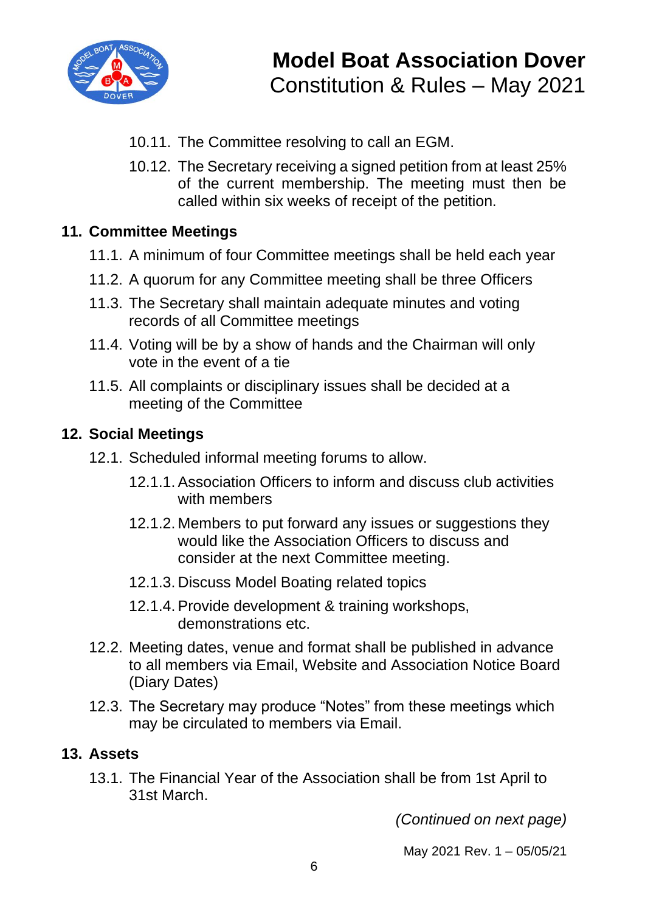10.11. The Committee resolving to call an EGM.

10.12. The Secretary receiving a signed petition from at least 25% of the current membership. The meeting must then be called within six weeks of receipt of the petition.

## 11. Committee Meetings

11.1. A minimum of four Committee meetings shall be held each year

11.2. A quorum for any Committee meeting shall be three Officers

11.3. The Secretary shall maintain adequate minutes and voting records of all Committee meetings

11.4. Voting will be by a show of hands and the Chairman will only vote in the event of a tie

11.5. All complaints or disciplinary issues shall be decided at a meeting of the Committee

## 12. Social Meetings

12.1. Scheduled informal meeting forums to allow.

- 12.1.1. Association Officers to inform and discuss club activities with members
- 12.1.2. Members to put forward any issues or suggestions they would like the Association Officers to discuss and consider at the next Committee meeting.
- 12.1.3. Discuss Model Boating related topics
- 12.1.4. Provide development & training workshops, demonstrations etc.

12.2. Meeting dates, venue and format shall be published in advance to all members via Email, Website and Association Notice Board (Diary Dates)

12.3. The Secretary may produce “Notes” from these meetings which may be circulated to members via Email.

## 13. Assets

13.1. The Financial Year of the Association shall be from 1st April to 31st March.

*(Continued on next page)*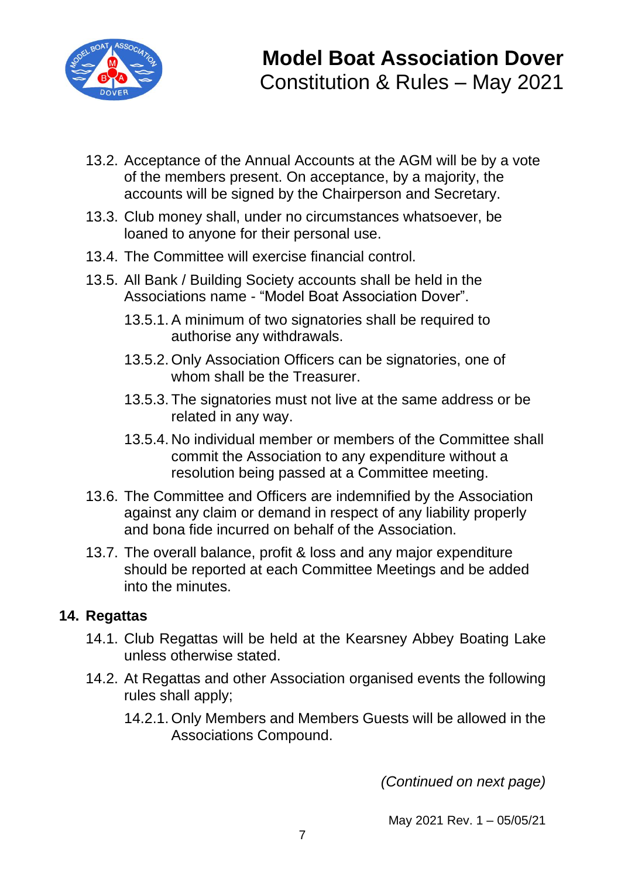13.2. Acceptance of the Annual Accounts at the AGM will be by a vote of the members present. On acceptance, by a majority, the accounts will be signed by the Chairperson and Secretary.

13.3. Club money shall, under no circumstances whatsoever, be loaned to anyone for their personal use.

13.4. The Committee will exercise financial control.

13.5. All Bank / Building Society accounts shall be held in the Associations name - “Model Boat Association Dover”.

- 13.5.1. A minimum of two signatories shall be required to authorise any withdrawals.
- 13.5.2. Only Association Officers can be signatories, one of whom shall be the Treasurer.
- 13.5.3. The signatories must not live at the same address or be related in any way.
- 13.5.4. No individual member or members of the Committee shall commit the Association to any expenditure without a resolution being passed at a Committee meeting.

13.6. The Committee and Officers are indemnified by the Association against any claim or demand in respect of any liability properly and bona fide incurred on behalf of the Association.

13.7. The overall balance, profit & loss and any major expenditure should be reported at each Committee Meetings and be added into the minutes.

## 14. Regattas

14.1. Club Regattas will be held at the Kearsney Abbey Boating Lake unless otherwise stated.

14.2. At Regattas and other Association organised events the following rules shall apply;

- 14.2.1. Only Members and Members Guests will be allowed in the Associations Compound.

*(Continued on next page)*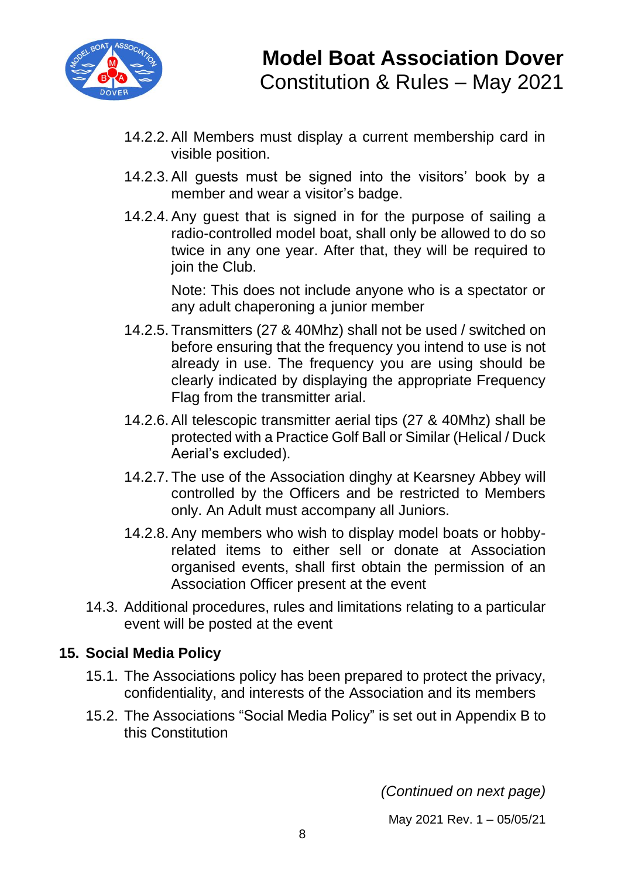14.2.2. All Members must display a current membership card in visible position.

14.2.3. All guests must be signed into the visitors' book by a member and wear a visitor's badge.

14.2.4. Any guest that is signed in for the purpose of sailing a radio-controlled model boat, shall only be allowed to do so twice in any one year. After that, they will be required to join the Club.

Note: This does not include anyone who is a spectator or any adult chaperoning a junior member

14.2.5. Transmitters (27 & 40Mhz) shall not be used / switched on before ensuring that the frequency you intend to use is not already in use. The frequency you are using should be clearly indicated by displaying the appropriate Frequency Flag from the transmitter arial.

14.2.6. All telescopic transmitter aerial tips (27 & 40Mhz) shall be protected with a Practice Golf Ball or Similar (Helical / Duck Aerial's excluded).

14.2.7. The use of the Association dinghy at Kearsney Abbey will controlled by the Officers and be restricted to Members only. An Adult must accompany all Juniors.

14.2.8. Any members who wish to display model boats or hobby-related items to either sell or donate at Association organised events, shall first obtain the permission of an Association Officer present at the event

14.3. Additional procedures, rules and limitations relating to a particular event will be posted at the event

## 15. Social Media Policy

15.1. The Associations policy has been prepared to protect the privacy, confidentiality, and interests of the Association and its members

15.2. The Associations "Social Media Policy" is set out in Appendix B to this Constitution

*(Continued on next page)*

May 2021 Rev. 1 – 05/05/21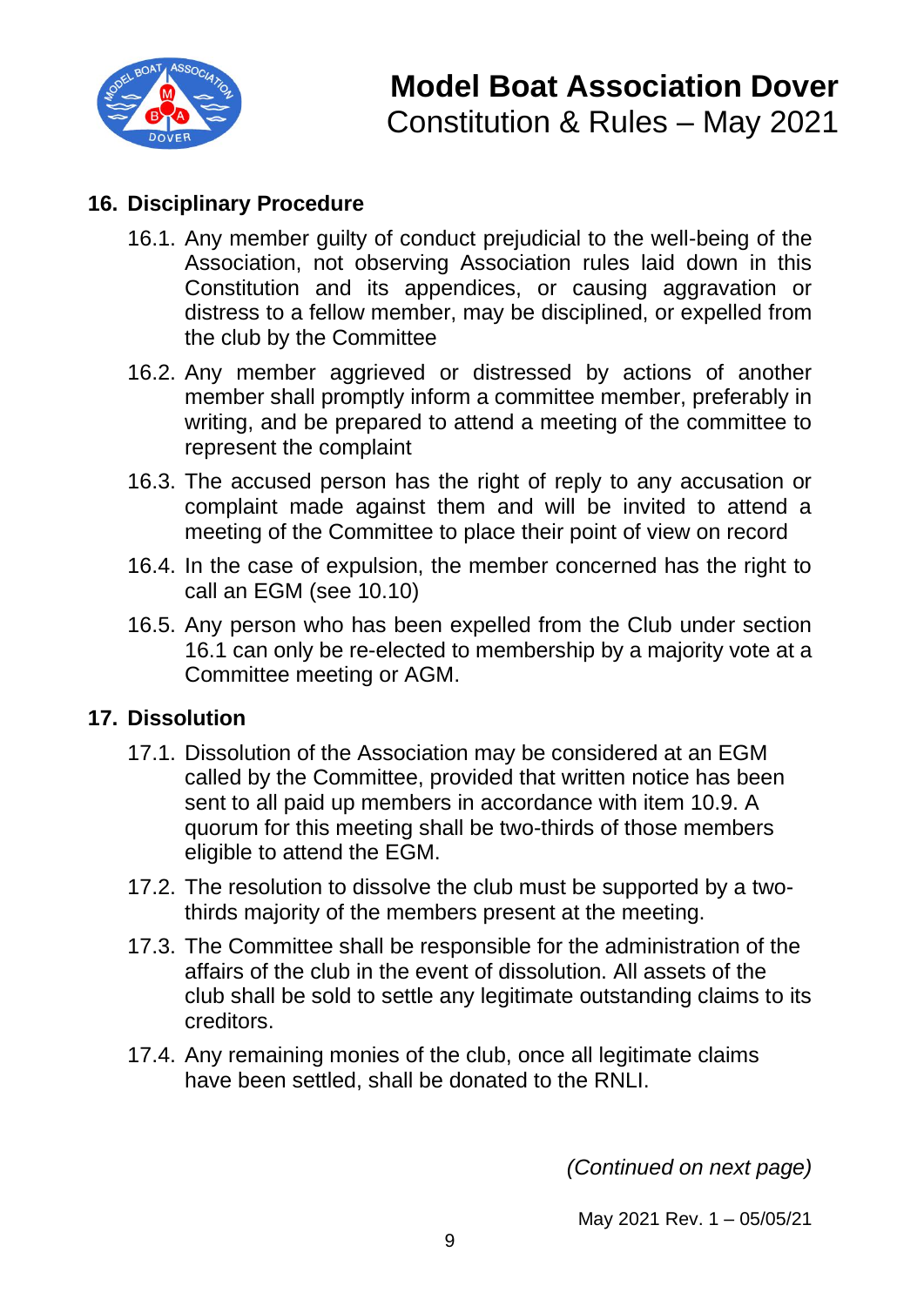## 16. Disciplinary Procedure

16.1. Any member guilty of conduct prejudicial to the well-being of the Association, not observing Association rules laid down in this Constitution and its appendices, or causing aggravation or distress to a fellow member, may be disciplined, or expelled from the club by the Committee

16.2. Any member aggrieved or distressed by actions of another member shall promptly inform a committee member, preferably in writing, and be prepared to attend a meeting of the committee to represent the complaint

16.3. The accused person has the right of reply to any accusation or complaint made against them and will be invited to attend a meeting of the Committee to place their point of view on record

16.4. In the case of expulsion, the member concerned has the right to call an EGM (see 10.10)

16.5. Any person who has been expelled from the Club under section 16.1 can only be re-elected to membership by a majority vote at a Committee meeting or AGM.

## 17. Dissolution

17.1. Dissolution of the Association may be considered at an EGM called by the Committee, provided that written notice has been sent to all paid up members in accordance with item 10.9. A quorum for this meeting shall be two-thirds of those members eligible to attend the EGM.

17.2. The resolution to dissolve the club must be supported by a two-thirds majority of the members present at the meeting.

17.3. The Committee shall be responsible for the administration of the affairs of the club in the event of dissolution. All assets of the club shall be sold to settle any legitimate outstanding claims to its creditors.

17.4. Any remaining monies of the club, once all legitimate claims have been settled, shall be donated to the RNLI.

*(Continued on next page)*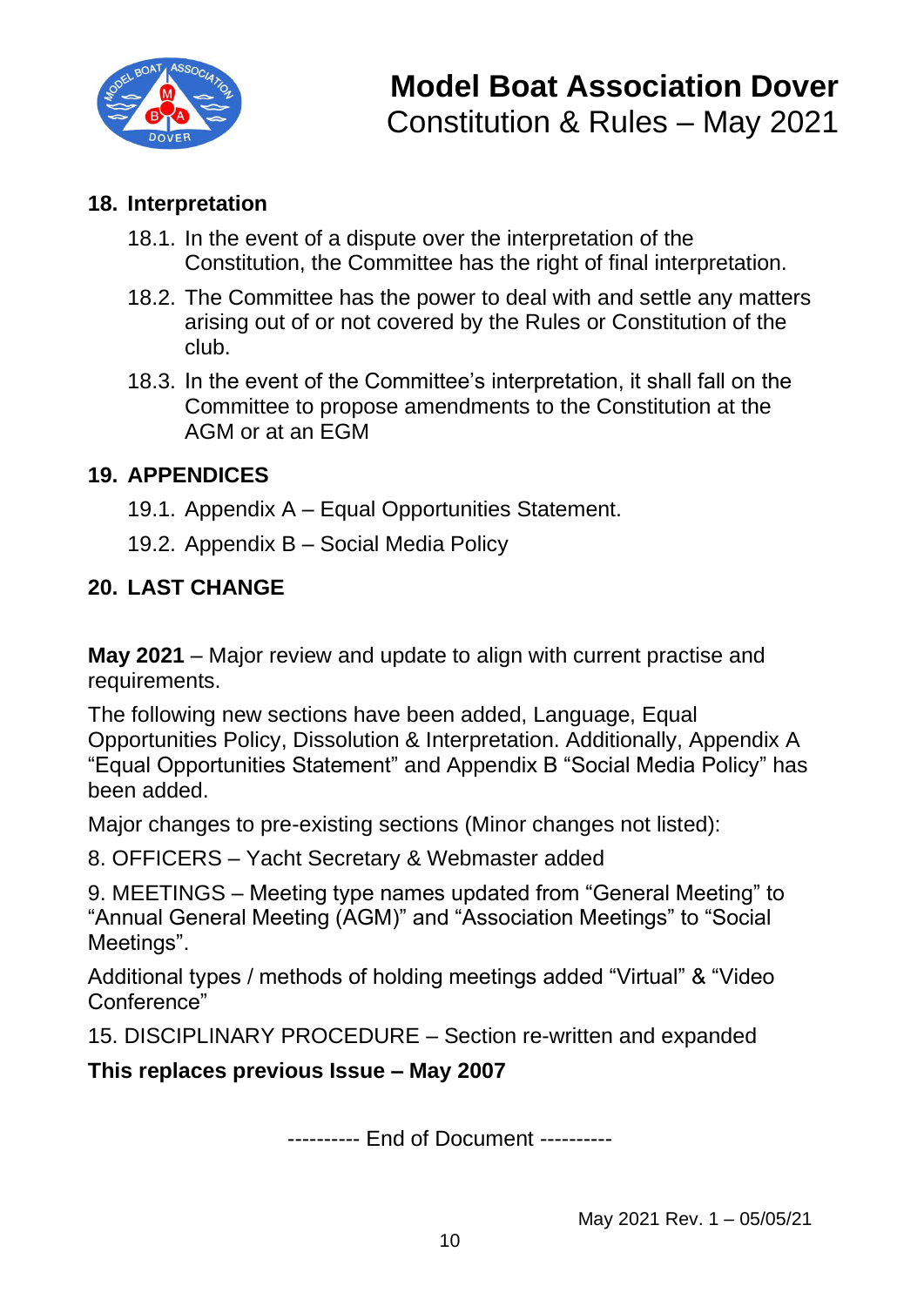## 18. Interpretation

18.1. In the event of a dispute over the interpretation of the Constitution, the Committee has the right of final interpretation.

18.2. The Committee has the power to deal with and settle any matters arising out of or not covered by the Rules or Constitution of the club.

18.3. In the event of the Committee's interpretation, it shall fall on the Committee to propose amendments to the Constitution at the AGM or at an EGM

## 19. APPENDICES

19.1. Appendix A – Equal Opportunities Statement.

19.2. Appendix B – Social Media Policy

## 20. LAST CHANGE

**May 2021** – Major review and update to align with current practise and requirements.

The following new sections have been added, Language, Equal Opportunities Policy, Dissolution & Interpretation. Additionally, Appendix A "Equal Opportunities Statement" and Appendix B "Social Media Policy" has been added.

Major changes to pre-existing sections (Minor changes not listed):

8. OFFICERS – Yacht Secretary & Webmaster added

9. MEETINGS – Meeting type names updated from "General Meeting" to "Annual General Meeting (AGM)" and "Association Meetings" to "Social Meetings".

Additional types / methods of holding meetings added "Virtual" & "Video Conference"

15. DISCIPLINARY PROCEDURE – Section re-written and expanded

**This replaces previous Issue – May 2007**

---------- End of Document ----------

May 2021 Rev. 1 – 05/05/21